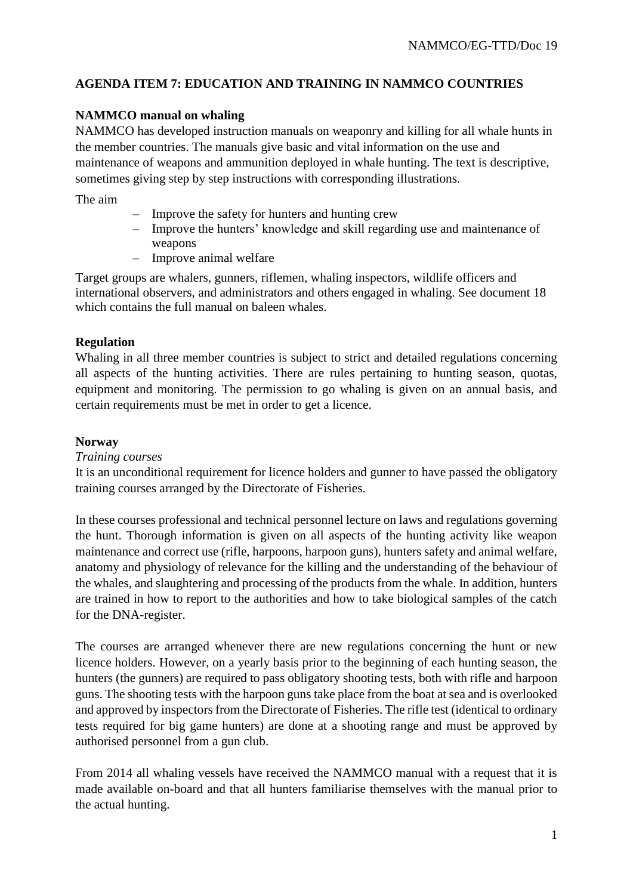## AGENDA ITEM 7: EDUCATION AND TRAINING IN NAMMCO COUNTRIES

### NAMMCO manual on whaling

NAMMCO has developed instruction manuals on weaponry and killing for all whale hunts in the member countries. The manuals give basic and vital information on the use and maintenance of weapons and ammunition deployed in whale hunting. The text is descriptive, sometimes giving step by step instructions with corresponding illustrations.

The aim

- Improve the safety for hunters and hunting crew
- Improve the hunters' knowledge and skill regarding use and maintenance of weapons
- Improve animal welfare

Target groups are whalers, gunners, riflemen, whaling inspectors, wildlife officers and international observers, and administrators and others engaged in whaling. See document 18 which contains the full manual on baleen whales.

### Regulation

Whaling in all three member countries is subject to strict and detailed regulations concerning all aspects of the hunting activities. There are rules pertaining to hunting season, quotas, equipment and monitoring. The permission to go whaling is given on an annual basis, and certain requirements must be met in order to get a licence.

### Norway

*Training courses*

It is an unconditional requirement for licence holders and gunner to have passed the obligatory training courses arranged by the Directorate of Fisheries.

In these courses professional and technical personnel lecture on laws and regulations governing the hunt. Thorough information is given on all aspects of the hunting activity like weapon maintenance and correct use (rifle, harpoons, harpoon guns), hunters safety and animal welfare, anatomy and physiology of relevance for the killing and the understanding of the behaviour of the whales, and slaughtering and processing of the products from the whale. In addition, hunters are trained in how to report to the authorities and how to take biological samples of the catch for the DNA-register.

The courses are arranged whenever there are new regulations concerning the hunt or new licence holders. However, on a yearly basis prior to the beginning of each hunting season, the hunters (the gunners) are required to pass obligatory shooting tests, both with rifle and harpoon guns. The shooting tests with the harpoon guns take place from the boat at sea and is overlooked and approved by inspectors from the Directorate of Fisheries. The rifle test (identical to ordinary tests required for big game hunters) are done at a shooting range and must be approved by authorised personnel from a gun club.

From 2014 all whaling vessels have received the NAMMCO manual with a request that it is made available on-board and that all hunters familiarise themselves with the manual prior to the actual hunting.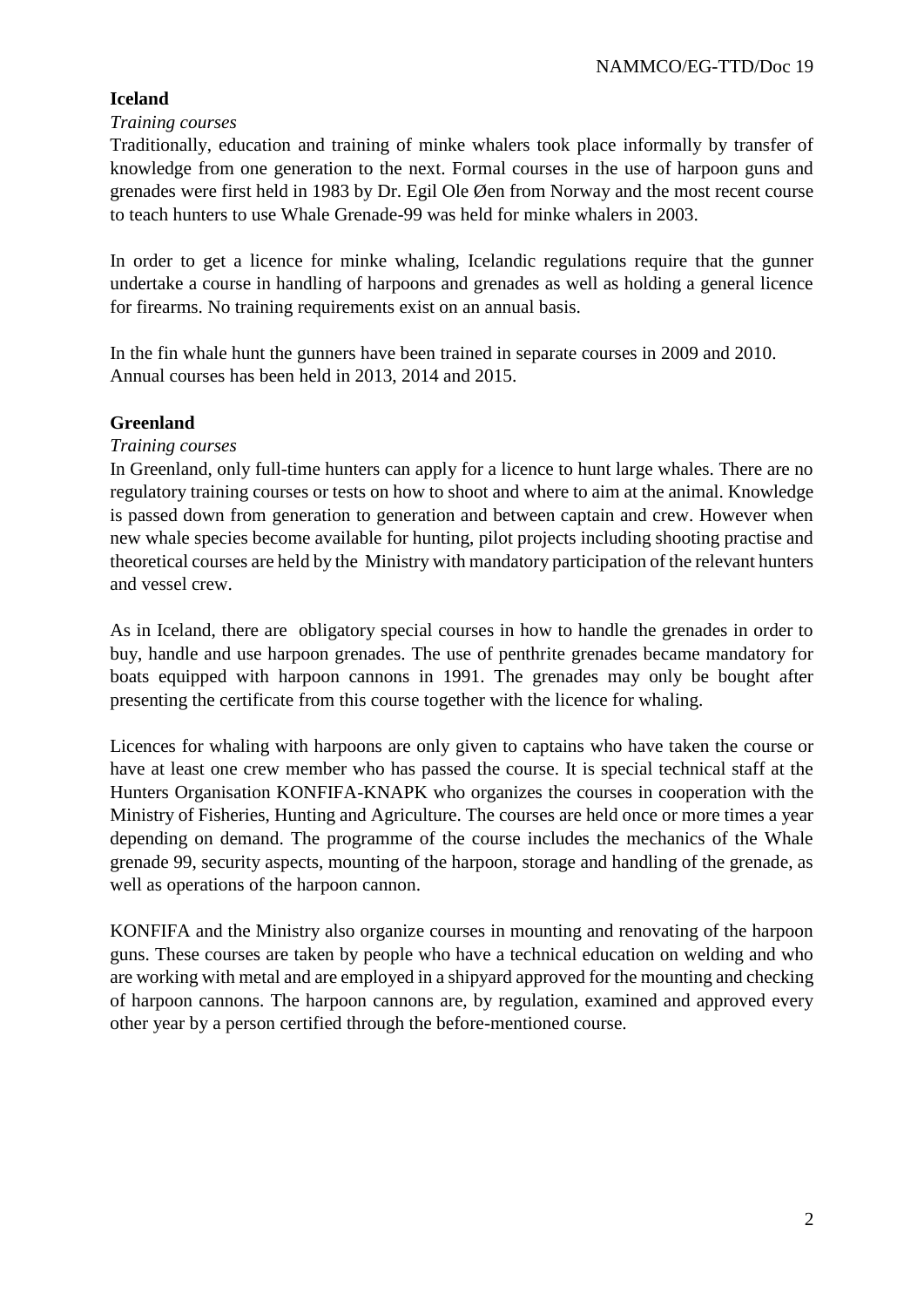**Iceland**

*Training courses*

Traditionally, education and training of minke whalers took place informally by transfer of knowledge from one generation to the next. Formal courses in the use of harpoon guns and grenades were first held in 1983 by Dr. Egil Ole Øen from Norway and the most recent course to teach hunters to use Whale Grenade-99 was held for minke whalers in 2003.

In order to get a licence for minke whaling, Icelandic regulations require that the gunner undertake a course in handling of harpoons and grenades as well as holding a general licence for firearms. No training requirements exist on an annual basis.

In the fin whale hunt the gunners have been trained in separate courses in 2009 and 2010. Annual courses has been held in 2013, 2014 and 2015.

**Greenland**

*Training courses*

In Greenland, only full-time hunters can apply for a licence to hunt large whales. There are no regulatory training courses or tests on how to shoot and where to aim at the animal. Knowledge is passed down from generation to generation and between captain and crew. However when new whale species become available for hunting, pilot projects including shooting practise and theoretical courses are held by the Ministry with mandatory participation of the relevant hunters and vessel crew.

As in Iceland, there are obligatory special courses in how to handle the grenades in order to buy, handle and use harpoon grenades. The use of penthrite grenades became mandatory for boats equipped with harpoon cannons in 1991. The grenades may only be bought after presenting the certificate from this course together with the licence for whaling.

Licences for whaling with harpoons are only given to captains who have taken the course or have at least one crew member who has passed the course. It is special technical staff at the Hunters Organisation KONFIFA-KNAPK who organizes the courses in cooperation with the Ministry of Fisheries, Hunting and Agriculture. The courses are held once or more times a year depending on demand. The programme of the course includes the mechanics of the Whale grenade 99, security aspects, mounting of the harpoon, storage and handling of the grenade, as well as operations of the harpoon cannon.

KONFIFA and the Ministry also organize courses in mounting and renovating of the harpoon guns. These courses are taken by people who have a technical education on welding and who are working with metal and are employed in a shipyard approved for the mounting and checking of harpoon cannons. The harpoon cannons are, by regulation, examined and approved every other year by a person certified through the before-mentioned course.